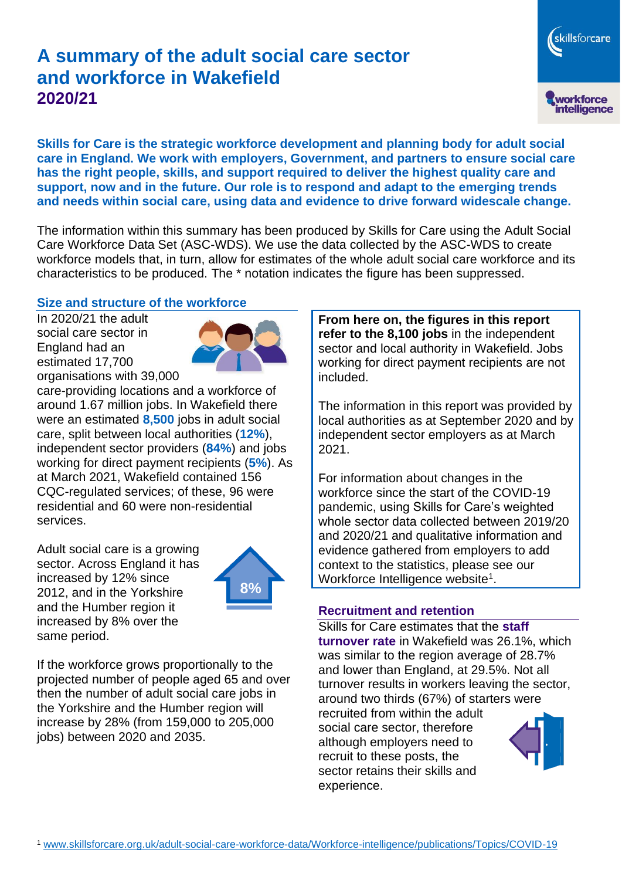# A summary of the adult social care sector and workforce in Wakefield

## 2020/21

**Skills for Care is the strategic workforce development and planning body for adult social care in England. We work with employers, Government, and partners to ensure social care has the right people, skills, and support required to deliver the highest quality care and support, now and in the future. Our role is to respond and adapt to the emerging trends and needs within social care, using data and evidence to drive forward widescale change.**

The information within this summary has been produced by Skills for Care using the Adult Social Care Workforce Data Set (ASC-WDS). We use the data collected by the ASC-WDS to create workforce models that, in turn, allow for estimates of the whole adult social care workforce and its characteristics to be produced. The * notation indicates the figure has been suppressed.

### Size and structure of the workforce

In 2020/21 the adult social care sector in England had an estimated 17,700 organisations with 39,000 care-providing locations and a workforce of around 1.67 million jobs. In Wakefield there were an estimated **8,500** jobs in adult social care, split between local authorities (**12%**), independent sector providers (**84%**) and jobs working for direct payment recipients (**5%**). As at March 2021, Wakefield contained 156 CQC-regulated services; of these, 96 were residential and 60 were non-residential services.

Adult social care is a growing sector. Across England it has increased by 12% since 2012, and in the Yorkshire and the Humber region it increased by 8% over the same period.

8%

If the workforce grows proportionally to the projected number of people aged 65 and over then the number of adult social care jobs in the Yorkshire and the Humber region will increase by 28% (from 159,000 to 205,000 jobs) between 2020 and 2035.

**From here on, the figures in this report refer to the 8,100 jobs** in the independent sector and local authority in Wakefield. Jobs working for direct payment recipients are not included.

The information in this report was provided by local authorities as at September 2020 and by independent sector employers as at March 2021.

For information about changes in the workforce since the start of the COVID-19 pandemic, using Skills for Care's weighted whole sector data collected between 2019/20 and 2020/21 and qualitative information and evidence gathered from employers to add context to the statistics, please see our Workforce Intelligence website[1].

### Recruitment and retention

Skills for Care estimates that the **staff turnover rate** in Wakefield was 26.1%, which was similar to the region average of 28.7% and lower than England, at 29.5%. Not all turnover results in workers leaving the sector, around two thirds (67%) of starters were recruited from within the adult social care sector, therefore although employers need to recruit to these posts, the sector retains their skills and experience.

[1] www.skillsforcare.org.uk/adult-social-care-workforce-data/Workforce-intelligence/publications/Topics/COVID-19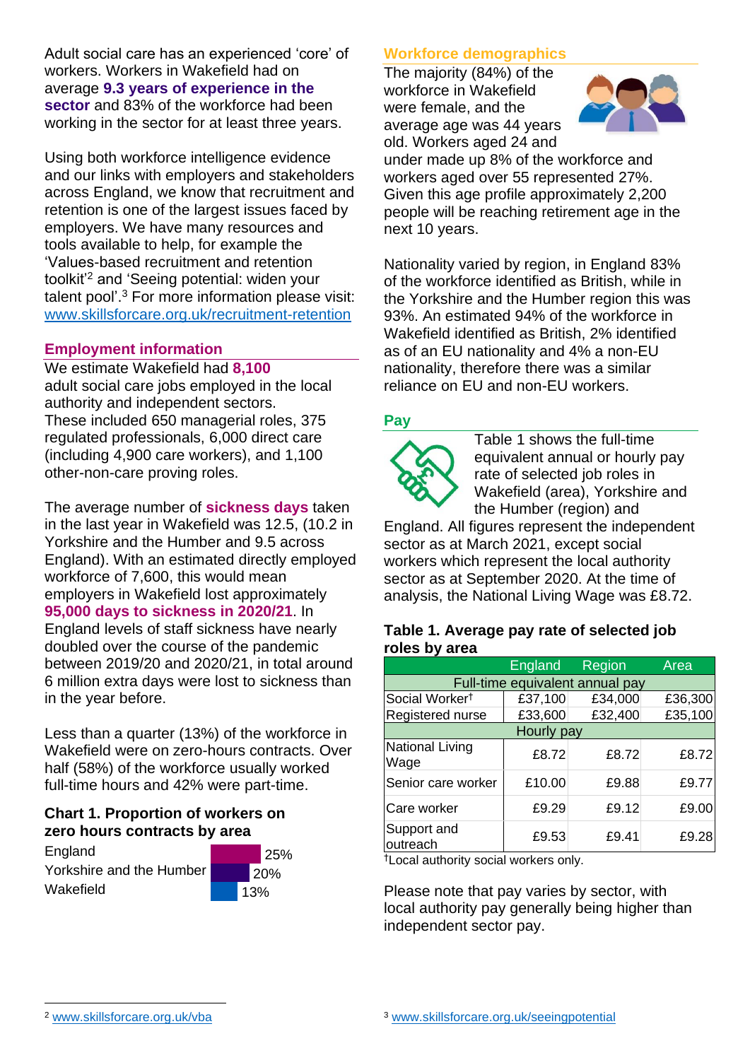Adult social care has an experienced 'core' of workers. Workers in Wakefield had on average **9.3 years of experience in the sector** and 83% of the workforce had been working in the sector for at least three years.

Using both workforce intelligence evidence and our links with employers and stakeholders across England, we know that recruitment and retention is one of the largest issues faced by employers. We have many resources and tools available to help, for example the 'Values-based recruitment and retention toolkit'[2] and 'Seeing potential: widen your talent pool'.[3] For more information please visit: www.skillsforcare.org.uk/recruitment-retention

## Employment information

We estimate Wakefield had **8,100** adult social care jobs employed in the local authority and independent sectors. These included 650 managerial roles, 375 regulated professionals, 6,000 direct care (including 4,900 care workers), and 1,100 other-non-care proving roles.

The average number of **sickness days** taken in the last year in Wakefield was 12.5, (10.2 in Yorkshire and the Humber and 9.5 across England). With an estimated directly employed workforce of 7,600, this would mean employers in Wakefield lost approximately **95,000 days to sickness in 2020/21**. In England levels of staff sickness have nearly doubled over the course of the pandemic between 2019/20 and 2020/21, in total around 6 million extra days were lost to sickness than in the year before.

Less than a quarter (13%) of the workforce in Wakefield were on zero-hours contracts. Over half (58%) of the workforce usually worked full-time hours and 42% were part-time.

### Chart 1. Proportion of workers on zero hours contracts by area

England
Yorkshire and the Humber
Wakefield
25%
20%
13%

## Workforce demographics

The majority (84%) of the workforce in Wakefield were female, and the average age was 44 years old. Workers aged 24 and under made up 8% of the workforce and workers aged over 55 represented 27%. Given this age profile approximately 2,200 people will be reaching retirement age in the next 10 years.

Nationality varied by region, in England 83% of the workforce identified as British, while in the Yorkshire and the Humber region this was 93%. An estimated 94% of the workforce in Wakefield identified as British, 2% identified as of an EU nationality and 4% a non-EU nationality, therefore there was a similar reliance on EU and non-EU workers.

## Pay

Table 1 shows the full-time equivalent annual or hourly pay rate of selected job roles in Wakefield (area), Yorkshire and the Humber (region) and England. All figures represent the independent sector as at March 2021, except social workers which represent the local authority sector as at September 2020. At the time of analysis, the National Living Wage was £8.72.

### Table 1. Average pay rate of selected job roles by area

| | England | Region | Area |
|---|---|---|---|
| Full-time equivalent annual pay | | | |
| Social Worker† | £37,100 | £34,000 | £36,300 |
| Registered nurse | £33,600 | £32,400 | £35,100 |
| Hourly pay | | | |
| National Living Wage | £8.72 | £8.72 | £8.72 |
| Senior care worker | £10.00 | £9.88 | £9.77 |
| Care worker | £9.29 | £9.12 | £9.00 |
| Support and outreach | £9.53 | £9.41 | £9.28 |

†Local authority social workers only.

Please note that pay varies by sector, with local authority pay generally being higher than independent sector pay.

[2] www.skillsforcare.org.uk/vba

[3] www.skillsforcare.org.uk/seeingpotential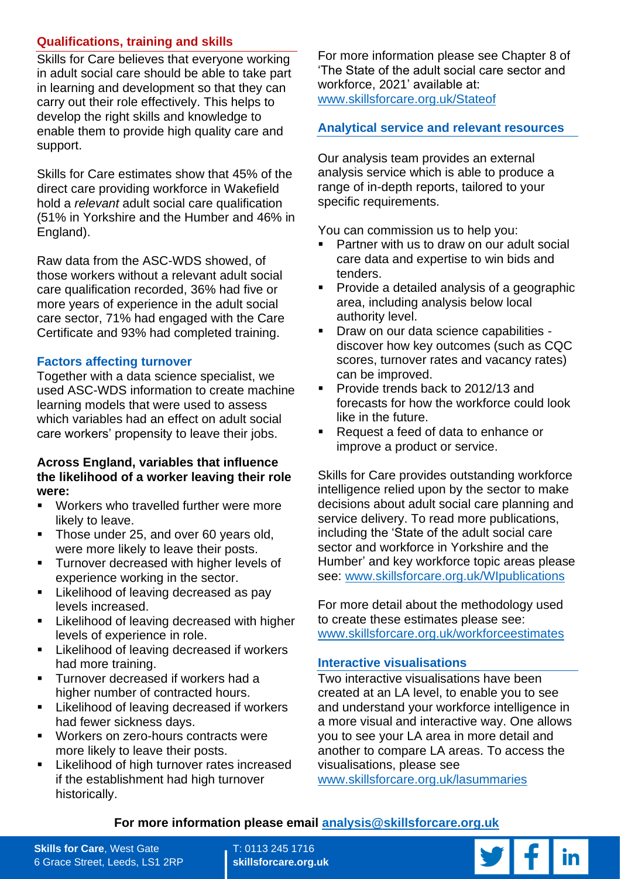## Qualifications, training and skills

Skills for Care believes that everyone working in adult social care should be able to take part in learning and development so that they can carry out their role effectively. This helps to develop the right skills and knowledge to enable them to provide high quality care and support.

Skills for Care estimates show that 45% of the direct care providing workforce in Wakefield hold a *relevant* adult social care qualification (51% in Yorkshire and the Humber and 46% in England).

Raw data from the ASC-WDS showed, of those workers without a relevant adult social care qualification recorded, 36% had five or more years of experience in the adult social care sector, 71% had engaged with the Care Certificate and 93% had completed training.

## Factors affecting turnover

Together with a data science specialist, we used ASC-WDS information to create machine learning models that were used to assess which variables had an effect on adult social care workers' propensity to leave their jobs.

**Across England, variables that influence the likelihood of a worker leaving their role were:**

- Workers who travelled further were more likely to leave.
- Those under 25, and over 60 years old, were more likely to leave their posts.
- Turnover decreased with higher levels of experience working in the sector.
- Likelihood of leaving decreased as pay levels increased.
- Likelihood of leaving decreased with higher levels of experience in role.
- Likelihood of leaving decreased if workers had more training.
- Turnover decreased if workers had a higher number of contracted hours.
- Likelihood of leaving decreased if workers had fewer sickness days.
- Workers on zero-hours contracts were more likely to leave their posts.
- Likelihood of high turnover rates increased if the establishment had high turnover historically.

For more information please see Chapter 8 of 'The State of the adult social care sector and workforce, 2021' available at: www.skillsforcare.org.uk/Stateof

## Analytical service and relevant resources

Our analysis team provides an external analysis service which is able to produce a range of in-depth reports, tailored to your specific requirements.

You can commission us to help you:

- Partner with us to draw on our adult social care data and expertise to win bids and tenders.
- Provide a detailed analysis of a geographic area, including analysis below local authority level.
- Draw on our data science capabilities - discover how key outcomes (such as CQC scores, turnover rates and vacancy rates) can be improved.
- Provide trends back to 2012/13 and forecasts for how the workforce could look like in the future.
- Request a feed of data to enhance or improve a product or service.

Skills for Care provides outstanding workforce intelligence relied upon by the sector to make decisions about adult social care planning and service delivery. To read more publications, including the 'State of the adult social care sector and workforce in Yorkshire and the Humber' and key workforce topic areas please see: www.skillsforcare.org.uk/WIpublications

For more detail about the methodology used to create these estimates please see: www.skillsforcare.org.uk/workforceestimates

## Interactive visualisations

Two interactive visualisations have been created at an LA level, to enable you to see and understand your workforce intelligence in a more visual and interactive way. One allows you to see your LA area in more detail and another to compare LA areas. To access the visualisations, please see www.skillsforcare.org.uk/lasummaries

**For more information please email analysis@skillsforcare.org.uk**

**Skills for Care**, West Gate
6 Grace Street, Leeds, LS1 2RP

T: 0113 245 1716
**skillsforcare.org.uk**